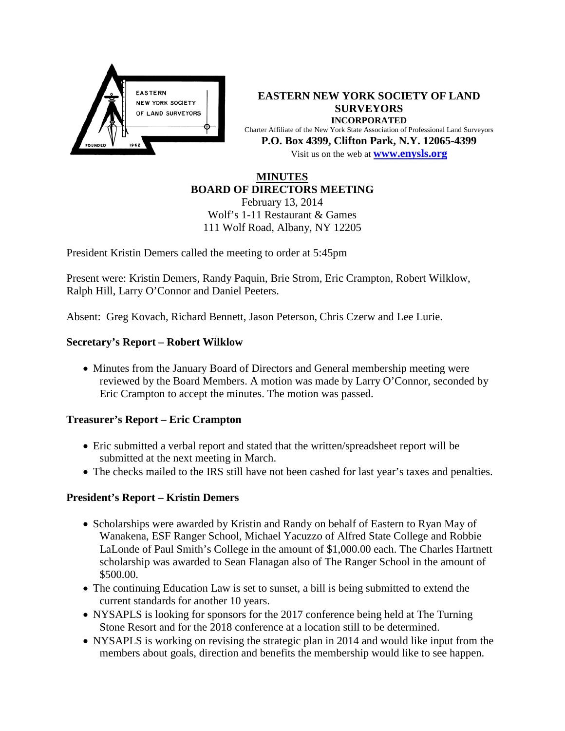**EASTERN NEW YORK SOCIETY OF LAND SURVEYORS**
**INCORPORATED**
Charter Affiliate of the New York State Association of Professional Land Surveyors
**P.O. Box 4399, Clifton Park, N.Y. 12065-4399**
Visit us on the web at **www.enysls.org**

# MINUTES
## BOARD OF DIRECTORS MEETING

February 13, 2014
Wolf's 1-11 Restaurant & Games
111 Wolf Road, Albany, NY 12205

President Kristin Demers called the meeting to order at 5:45pm

Present were: Kristin Demers, Randy Paquin, Brie Strom, Eric Crampton, Robert Wilklow, Ralph Hill, Larry O'Connor and Daniel Peeters.

Absent: Greg Kovach, Richard Bennett, Jason Peterson, Chris Czerw and Lee Lurie.

### Secretary's Report – Robert Wilklow

- Minutes from the January Board of Directors and General membership meeting were reviewed by the Board Members. A motion was made by Larry O'Connor, seconded by Eric Crampton to accept the minutes. The motion was passed.

### Treasurer's Report – Eric Crampton

- Eric submitted a verbal report and stated that the written/spreadsheet report will be submitted at the next meeting in March.
- The checks mailed to the IRS still have not been cashed for last year's taxes and penalties.

### President's Report – Kristin Demers

- Scholarships were awarded by Kristin and Randy on behalf of Eastern to Ryan May of Wanakena, ESF Ranger School, Michael Yacuzzo of Alfred State College and Robbie LaLonde of Paul Smith's College in the amount of $1,000.00 each. The Charles Hartnett scholarship was awarded to Sean Flanagan also of The Ranger School in the amount of $500.00.
- The continuing Education Law is set to sunset, a bill is being submitted to extend the current standards for another 10 years.
- NYSAPLS is looking for sponsors for the 2017 conference being held at The Turning Stone Resort and for the 2018 conference at a location still to be determined.
- NYSAPLS is working on revising the strategic plan in 2014 and would like input from the members about goals, direction and benefits the membership would like to see happen.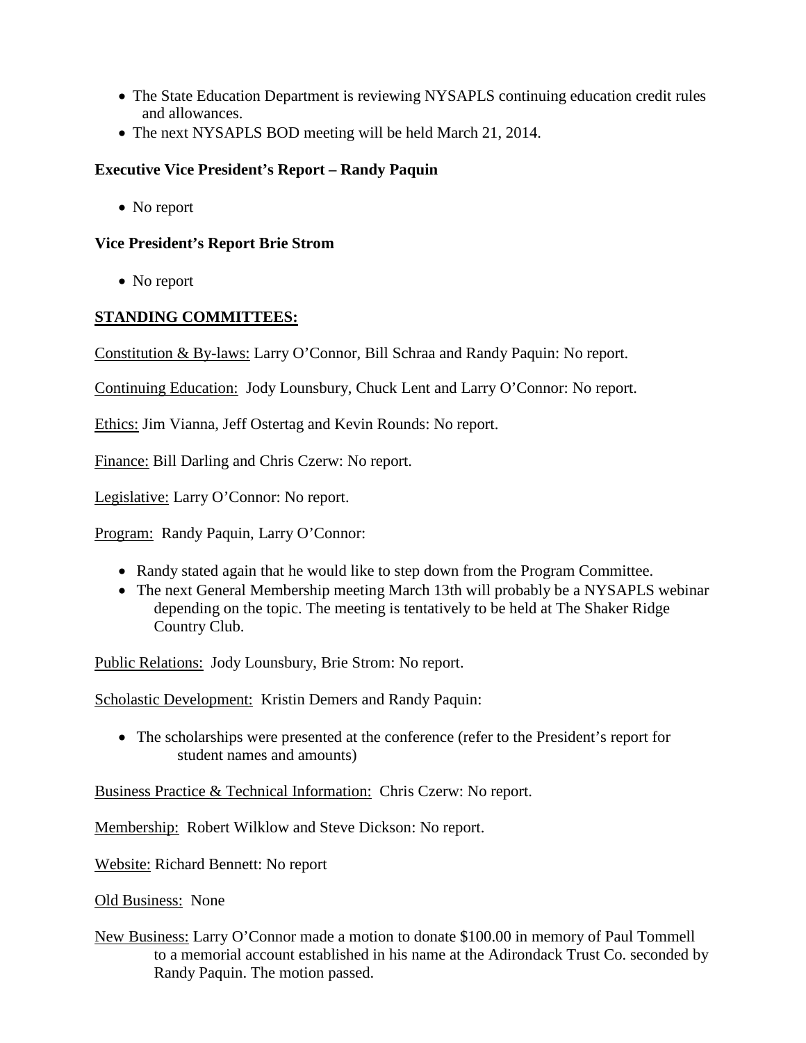- The State Education Department is reviewing NYSAPLS continuing education credit rules and allowances.
- The next NYSAPLS BOD meeting will be held March 21, 2014.

**Executive Vice President's Report – Randy Paquin**

- No report

**Vice President's Report Brie Strom**

- No report

**STANDING COMMITTEES:**

Constitution & By-laws: Larry O'Connor, Bill Schraa and Randy Paquin: No report.

Continuing Education: Jody Lounsbury, Chuck Lent and Larry O'Connor: No report.

Ethics: Jim Vianna, Jeff Ostertag and Kevin Rounds: No report.

Finance: Bill Darling and Chris Czerw: No report.

Legislative: Larry O'Connor: No report.

Program: Randy Paquin, Larry O'Connor:

- Randy stated again that he would like to step down from the Program Committee.
- The next General Membership meeting March 13th will probably be a NYSAPLS webinar depending on the topic. The meeting is tentatively to be held at The Shaker Ridge Country Club.

Public Relations: Jody Lounsbury, Brie Strom: No report.

Scholastic Development: Kristin Demers and Randy Paquin:

- The scholarships were presented at the conference (refer to the President's report for student names and amounts)

Business Practice & Technical Information: Chris Czerw: No report.

Membership: Robert Wilklow and Steve Dickson: No report.

Website: Richard Bennett: No report

Old Business: None

New Business: Larry O'Connor made a motion to donate $100.00 in memory of Paul Tommell to a memorial account established in his name at the Adirondack Trust Co. seconded by Randy Paquin. The motion passed.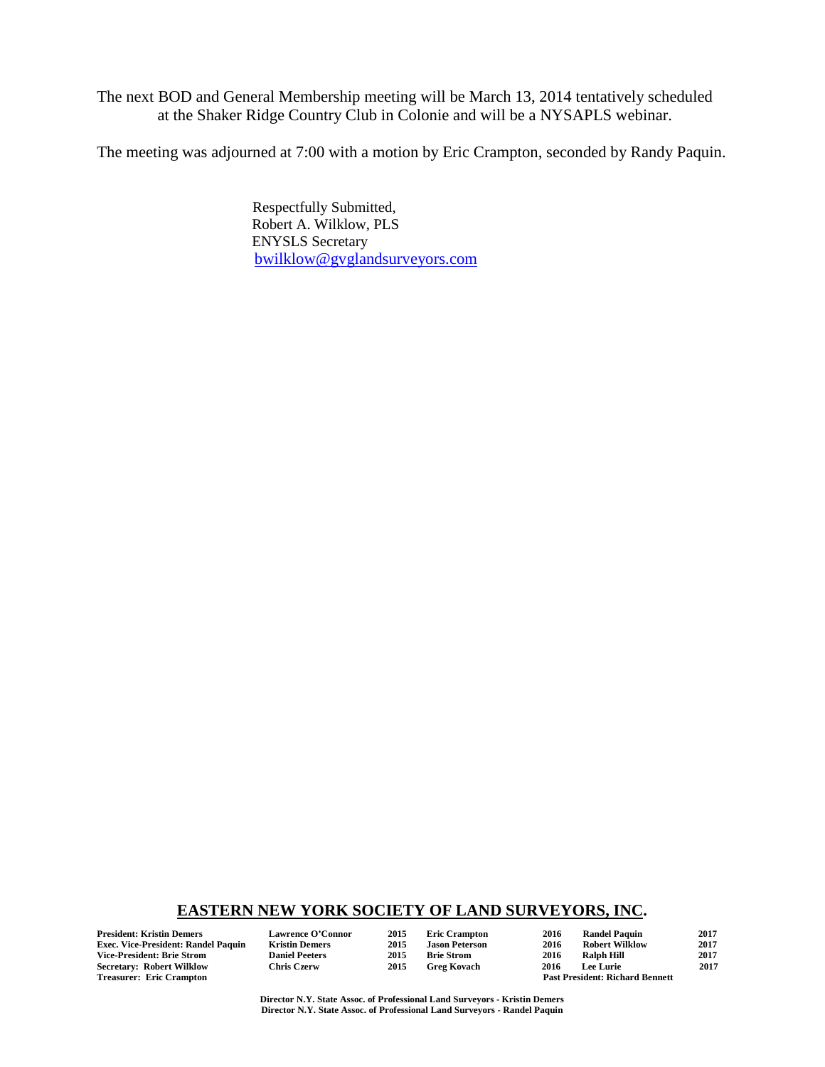The next BOD and General Membership meeting will be March 13, 2014 tentatively scheduled at the Shaker Ridge Country Club in Colonie and will be a NYSAPLS webinar.

The meeting was adjourned at 7:00 with a motion by Eric Crampton, seconded by Randy Paquin.

Respectfully Submitted,
Robert A. Wilklow, PLS
ENYSLS Secretary
bwilklow@gvglandsurveyors.com

## EASTERN NEW YORK SOCIETY OF LAND SURVEYORS, INC.

| | | | | | | |
|---|---|---|---|---|---|---|
| **President: Kristin Demers** | **Lawrence O'Connor** | **2015** | **Eric Crampton** | **2016** | **Randel Paquin** | **2017** |
| **Exec. Vice-President: Randel Paquin** | **Kristin Demers** | **2015** | **Jason Peterson** | **2016** | **Robert Wilklow** | **2017** |
| **Vice-President: Brie Strom** | **Daniel Peeters** | **2015** | **Brie Strom** | **2016** | **Ralph Hill** | **2017** |
| **Secretary: Robert Wilklow** | **Chris Czerw** | **2015** | **Greg Kovach** | **2016** | **Lee Lurie** | **2017** |
| **Treasurer: Eric Crampton** | | | | **Past President: Richard Bennett** | | |

**Director N.Y. State Assoc. of Professional Land Surveyors - Kristin Demers**
**Director N.Y. State Assoc. of Professional Land Surveyors - Randel Paquin**